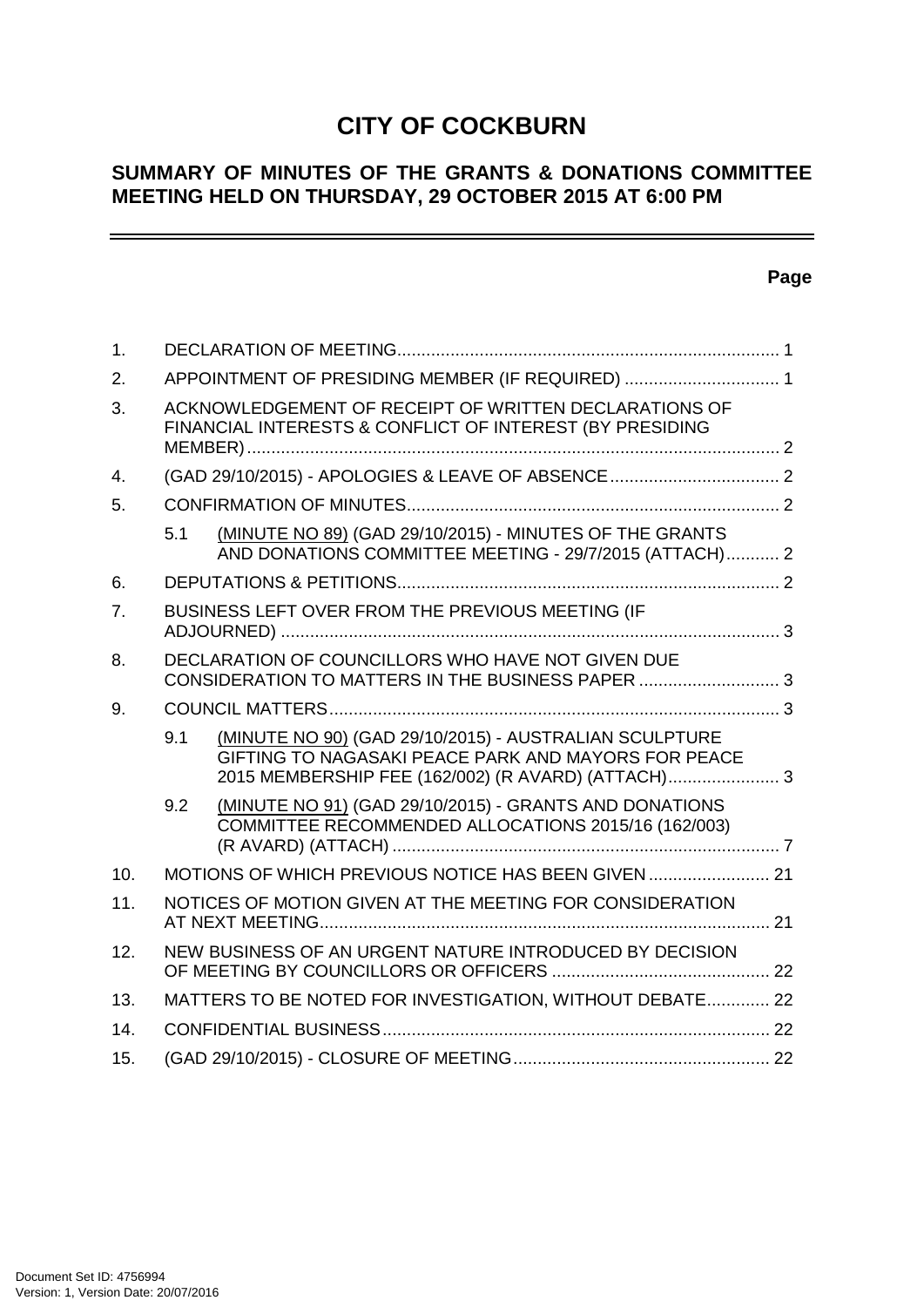# CITY OF COCKBURN

## SUMMARY OF MINUTES OF THE GRANTS & DONATIONS COMMITTEE MEETING HELD ON THURSDAY, 29 OCTOBER 2015 AT 6:00 PM

**Page**

| | | Page |
|---|---|---|
| 1. | DECLARATION OF MEETING | 1 |
| 2. | APPOINTMENT OF PRESIDING MEMBER (IF REQUIRED) | 1 |
| 3. | ACKNOWLEDGEMENT OF RECEIPT OF WRITTEN DECLARATIONS OF FINANCIAL INTERESTS & CONFLICT OF INTEREST (BY PRESIDING MEMBER) | 2 |
| 4. | (GAD 29/10/2015) - APOLOGIES & LEAVE OF ABSENCE | 2 |
| 5. | CONFIRMATION OF MINUTES | 2 |
| 5.1 | (MINUTE NO 89) (GAD 29/10/2015) - MINUTES OF THE GRANTS AND DONATIONS COMMITTEE MEETING - 29/7/2015 (ATTACH) | 2 |
| 6. | DEPUTATIONS & PETITIONS | 2 |
| 7. | BUSINESS LEFT OVER FROM THE PREVIOUS MEETING (IF ADJOURNED) | 3 |
| 8. | DECLARATION OF COUNCILLORS WHO HAVE NOT GIVEN DUE CONSIDERATION TO MATTERS IN THE BUSINESS PAPER | 3 |
| 9. | COUNCIL MATTERS | 3 |
| 9.1 | (MINUTE NO 90) (GAD 29/10/2015) - AUSTRALIAN SCULPTURE GIFTING TO NAGASAKI PEACE PARK AND MAYORS FOR PEACE 2015 MEMBERSHIP FEE (162/002) (R AVARD) (ATTACH) | 3 |
| 9.2 | (MINUTE NO 91) (GAD 29/10/2015) - GRANTS AND DONATIONS COMMITTEE RECOMMENDED ALLOCATIONS 2015/16 (162/003) (R AVARD) (ATTACH) | 7 |
| 10. | MOTIONS OF WHICH PREVIOUS NOTICE HAS BEEN GIVEN | 21 |
| 11. | NOTICES OF MOTION GIVEN AT THE MEETING FOR CONSIDERATION AT NEXT MEETING | 21 |
| 12. | NEW BUSINESS OF AN URGENT NATURE INTRODUCED BY DECISION OF MEETING BY COUNCILLORS OR OFFICERS | 22 |
| 13. | MATTERS TO BE NOTED FOR INVESTIGATION, WITHOUT DEBATE | 22 |
| 14. | CONFIDENTIAL BUSINESS | 22 |
| 15. | (GAD 29/10/2015) - CLOSURE OF MEETING | 22 |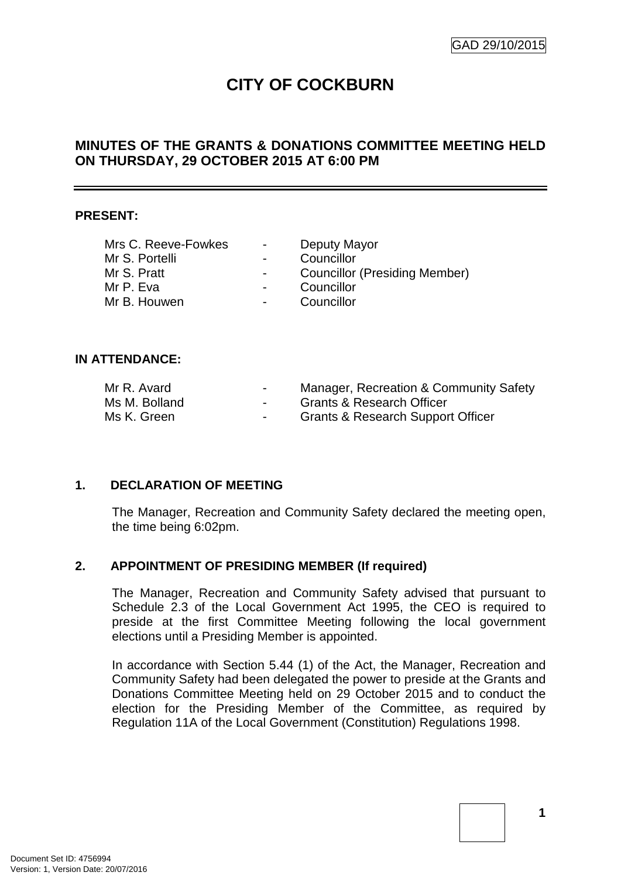# CITY OF COCKBURN

## MINUTES OF THE GRANTS & DONATIONS COMMITTEE MEETING HELD ON THURSDAY, 29 OCTOBER 2015 AT 6:00 PM

**PRESENT:**

| | | |
|---|---|---|
| Mrs C. Reeve-Fowkes | - | Deputy Mayor |
| Mr S. Portelli | - | Councillor |
| Mr S. Pratt | - | Councillor (Presiding Member) |
| Mr P. Eva | - | Councillor |
| Mr B. Houwen | - | Councillor |

**IN ATTENDANCE:**

| | | |
|---|---|---|
| Mr R. Avard | - | Manager, Recreation & Community Safety |
| Ms M. Bolland | - | Grants & Research Officer |
| Ms K. Green | - | Grants & Research Support Officer |

### 1. DECLARATION OF MEETING

The Manager, Recreation and Community Safety declared the meeting open, the time being 6:02pm.

### 2. APPOINTMENT OF PRESIDING MEMBER (If required)

The Manager, Recreation and Community Safety advised that pursuant to Schedule 2.3 of the Local Government Act 1995, the CEO is required to preside at the first Committee Meeting following the local government elections until a Presiding Member is appointed.

In accordance with Section 5.44 (1) of the Act, the Manager, Recreation and Community Safety had been delegated the power to preside at the Grants and Donations Committee Meeting held on 29 October 2015 and to conduct the election for the Presiding Member of the Committee, as required by Regulation 11A of the Local Government (Constitution) Regulations 1998.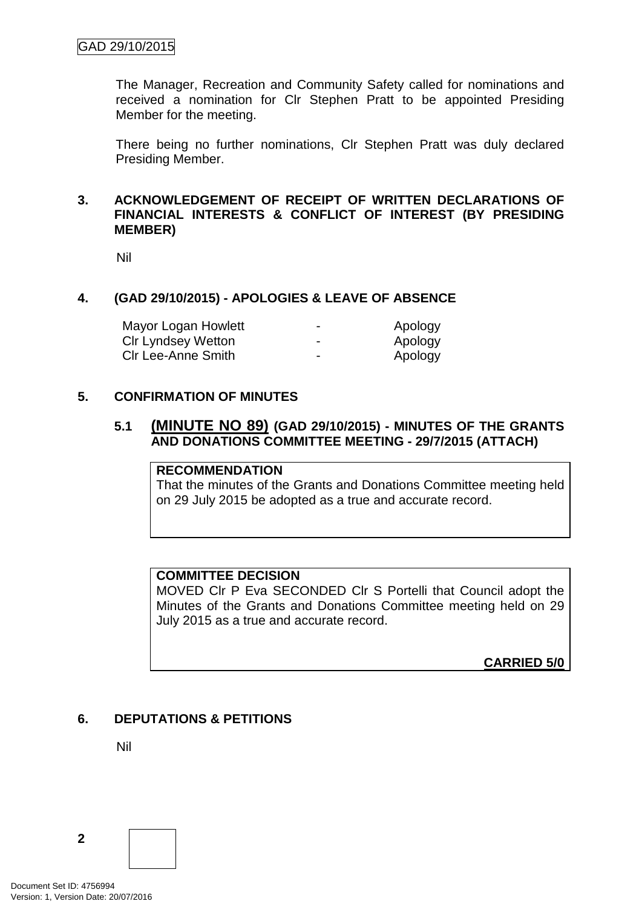The Manager, Recreation and Community Safety called for nominations and received a nomination for Clr Stephen Pratt to be appointed Presiding Member for the meeting.

There being no further nominations, Clr Stephen Pratt was duly declared Presiding Member.

## 3. ACKNOWLEDGEMENT OF RECEIPT OF WRITTEN DECLARATIONS OF FINANCIAL INTERESTS & CONFLICT OF INTEREST (BY PRESIDING MEMBER)

Nil

## 4. (GAD 29/10/2015) - APOLOGIES & LEAVE OF ABSENCE

| | | |
|---|---|---|
| Mayor Logan Howlett | - | Apology |
| Clr Lyndsey Wetton | - | Apology |
| Clr Lee-Anne Smith | - | Apology |

## 5. CONFIRMATION OF MINUTES

### 5.1 (MINUTE NO 89) (GAD 29/10/2015) - MINUTES OF THE GRANTS AND DONATIONS COMMITTEE MEETING - 29/7/2015 (ATTACH)

**RECOMMENDATION**

That the minutes of the Grants and Donations Committee meeting held on 29 July 2015 be adopted as a true and accurate record.

**COMMITTEE DECISION**

MOVED Clr P Eva SECONDED Clr S Portelli that Council adopt the Minutes of the Grants and Donations Committee meeting held on 29 July 2015 as a true and accurate record.

**CARRIED 5/0**

## 6. DEPUTATIONS & PETITIONS

Nil

Document Set ID: 4756994
Version: 1, Version Date: 20/07/2016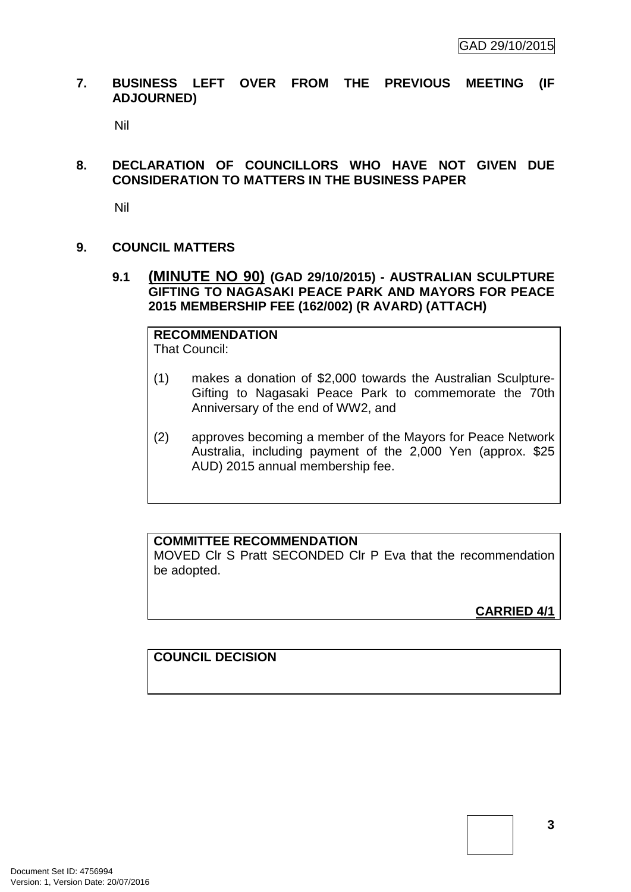## 7. BUSINESS LEFT OVER FROM THE PREVIOUS MEETING (IF ADJOURNED)

Nil

## 8. DECLARATION OF COUNCILLORS WHO HAVE NOT GIVEN DUE CONSIDERATION TO MATTERS IN THE BUSINESS PAPER

Nil

## 9. COUNCIL MATTERS

### 9.1 (MINUTE NO 90) (GAD 29/10/2015) - AUSTRALIAN SCULPTURE GIFTING TO NAGASAKI PEACE PARK AND MAYORS FOR PEACE 2015 MEMBERSHIP FEE (162/002) (R AVARD) (ATTACH)

**RECOMMENDATION**

That Council:

(1) makes a donation of $2,000 towards the Australian Sculpture-Gifting to Nagasaki Peace Park to commemorate the 70th Anniversary of the end of WW2, and

(2) approves becoming a member of the Mayors for Peace Network Australia, including payment of the 2,000 Yen (approx. $25 AUD) 2015 annual membership fee.

**COMMITTEE RECOMMENDATION**

MOVED Clr S Pratt SECONDED Clr P Eva that the recommendation be adopted.

**CARRIED 4/1**

**COUNCIL DECISION**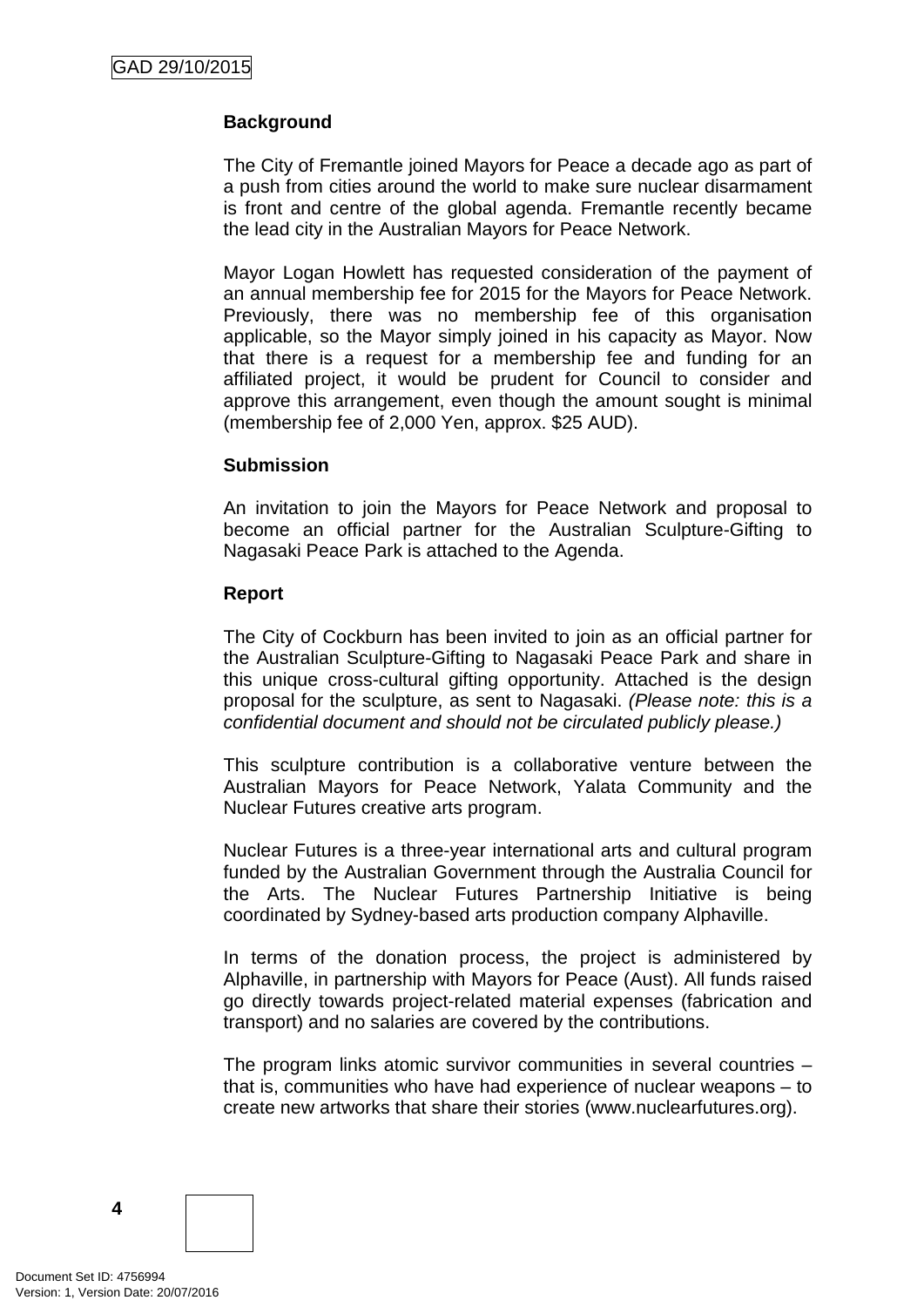### Background

The City of Fremantle joined Mayors for Peace a decade ago as part of a push from cities around the world to make sure nuclear disarmament is front and centre of the global agenda. Fremantle recently became the lead city in the Australian Mayors for Peace Network.

Mayor Logan Howlett has requested consideration of the payment of an annual membership fee for 2015 for the Mayors for Peace Network. Previously, there was no membership fee of this organisation applicable, so the Mayor simply joined in his capacity as Mayor. Now that there is a request for a membership fee and funding for an affiliated project, it would be prudent for Council to consider and approve this arrangement, even though the amount sought is minimal (membership fee of 2,000 Yen, approx. $25 AUD).

### Submission

An invitation to join the Mayors for Peace Network and proposal to become an official partner for the Australian Sculpture-Gifting to Nagasaki Peace Park is attached to the Agenda.

### Report

The City of Cockburn has been invited to join as an official partner for the Australian Sculpture-Gifting to Nagasaki Peace Park and share in this unique cross-cultural gifting opportunity. Attached is the design proposal for the sculpture, as sent to Nagasaki. *(Please note: this is a confidential document and should not be circulated publicly please.)*

This sculpture contribution is a collaborative venture between the Australian Mayors for Peace Network, Yalata Community and the Nuclear Futures creative arts program.

Nuclear Futures is a three-year international arts and cultural program funded by the Australian Government through the Australia Council for the Arts. The Nuclear Futures Partnership Initiative is being coordinated by Sydney-based arts production company Alphaville.

In terms of the donation process, the project is administered by Alphaville, in partnership with Mayors for Peace (Aust). All funds raised go directly towards project-related material expenses (fabrication and transport) and no salaries are covered by the contributions.

The program links atomic survivor communities in several countries – that is, communities who have had experience of nuclear weapons – to create new artworks that share their stories (www.nuclearfutures.org).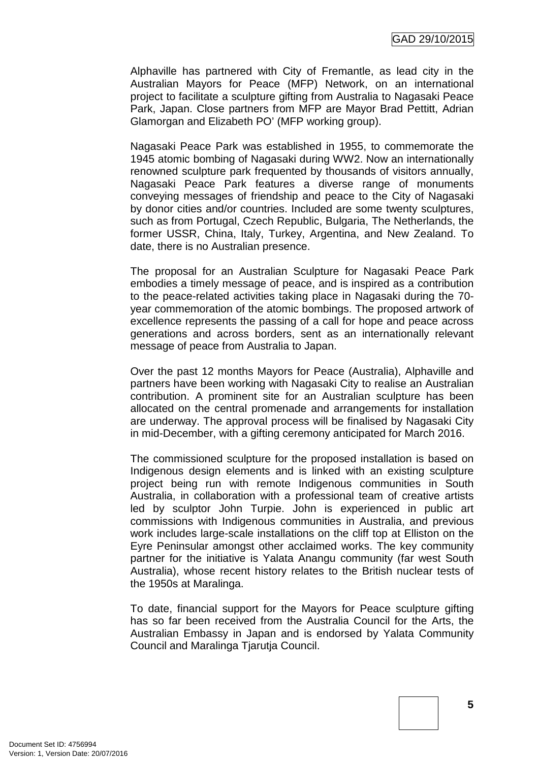Alphaville has partnered with City of Fremantle, as lead city in the Australian Mayors for Peace (MFP) Network, on an international project to facilitate a sculpture gifting from Australia to Nagasaki Peace Park, Japan. Close partners from MFP are Mayor Brad Pettitt, Adrian Glamorgan and Elizabeth PO' (MFP working group).

Nagasaki Peace Park was established in 1955, to commemorate the 1945 atomic bombing of Nagasaki during WW2. Now an internationally renowned sculpture park frequented by thousands of visitors annually, Nagasaki Peace Park features a diverse range of monuments conveying messages of friendship and peace to the City of Nagasaki by donor cities and/or countries. Included are some twenty sculptures, such as from Portugal, Czech Republic, Bulgaria, The Netherlands, the former USSR, China, Italy, Turkey, Argentina, and New Zealand. To date, there is no Australian presence.

The proposal for an Australian Sculpture for Nagasaki Peace Park embodies a timely message of peace, and is inspired as a contribution to the peace-related activities taking place in Nagasaki during the 70-year commemoration of the atomic bombings. The proposed artwork of excellence represents the passing of a call for hope and peace across generations and across borders, sent as an internationally relevant message of peace from Australia to Japan.

Over the past 12 months Mayors for Peace (Australia), Alphaville and partners have been working with Nagasaki City to realise an Australian contribution. A prominent site for an Australian sculpture has been allocated on the central promenade and arrangements for installation are underway. The approval process will be finalised by Nagasaki City in mid-December, with a gifting ceremony anticipated for March 2016.

The commissioned sculpture for the proposed installation is based on Indigenous design elements and is linked with an existing sculpture project being run with remote Indigenous communities in South Australia, in collaboration with a professional team of creative artists led by sculptor John Turpie. John is experienced in public art commissions with Indigenous communities in Australia, and previous work includes large-scale installations on the cliff top at Elliston on the Eyre Peninsular amongst other acclaimed works. The key community partner for the initiative is Yalata Anangu community (far west South Australia), whose recent history relates to the British nuclear tests of the 1950s at Maralinga.

To date, financial support for the Mayors for Peace sculpture gifting has so far been received from the Australia Council for the Arts, the Australian Embassy in Japan and is endorsed by Yalata Community Council and Maralinga Tjarutja Council.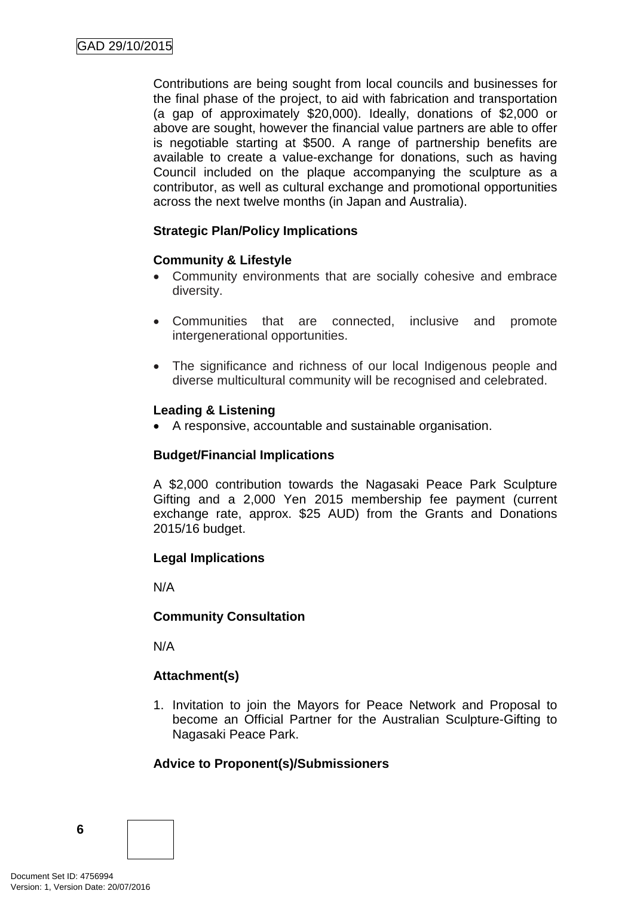Contributions are being sought from local councils and businesses for the final phase of the project, to aid with fabrication and transportation (a gap of approximately $20,000). Ideally, donations of $2,000 or above are sought, however the financial value partners are able to offer is negotiable starting at $500. A range of partnership benefits are available to create a value-exchange for donations, such as having Council included on the plaque accompanying the sculpture as a contributor, as well as cultural exchange and promotional opportunities across the next twelve months (in Japan and Australia).

**Strategic Plan/Policy Implications**

**Community & Lifestyle**

- Community environments that are socially cohesive and embrace diversity.
- Communities that are connected, inclusive and promote intergenerational opportunities.
- The significance and richness of our local Indigenous people and diverse multicultural community will be recognised and celebrated.

**Leading & Listening**

- A responsive, accountable and sustainable organisation.

**Budget/Financial Implications**

A $2,000 contribution towards the Nagasaki Peace Park Sculpture Gifting and a 2,000 Yen 2015 membership fee payment (current exchange rate, approx. $25 AUD) from the Grants and Donations 2015/16 budget.

**Legal Implications**

N/A

**Community Consultation**

N/A

**Attachment(s)**

1. Invitation to join the Mayors for Peace Network and Proposal to become an Official Partner for the Australian Sculpture-Gifting to Nagasaki Peace Park.

**Advice to Proponent(s)/Submissioners**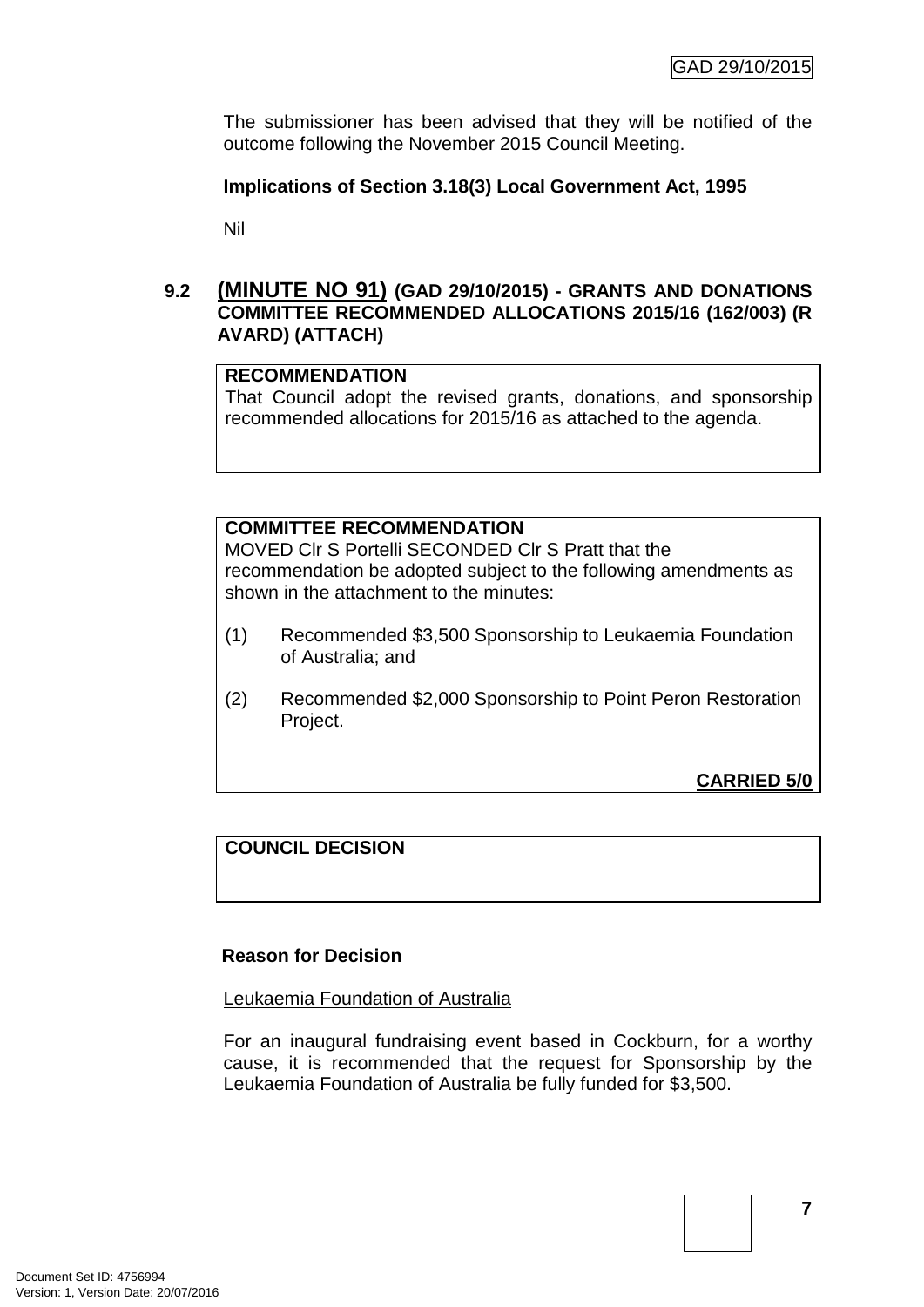The submissioner has been advised that they will be notified of the outcome following the November 2015 Council Meeting.

**Implications of Section 3.18(3) Local Government Act, 1995**

Nil

## 9.2 (MINUTE NO 91) (GAD 29/10/2015) - GRANTS AND DONATIONS COMMITTEE RECOMMENDED ALLOCATIONS 2015/16 (162/003) (R AVARD) (ATTACH)

**RECOMMENDATION**

That Council adopt the revised grants, donations, and sponsorship recommended allocations for 2015/16 as attached to the agenda.

**COMMITTEE RECOMMENDATION**

MOVED Clr S Portelli SECONDED Clr S Pratt that the recommendation be adopted subject to the following amendments as shown in the attachment to the minutes:

(1) Recommended $3,500 Sponsorship to Leukaemia Foundation of Australia; and

(2) Recommended $2,000 Sponsorship to Point Peron Restoration Project.

**CARRIED 5/0**

**COUNCIL DECISION**

**Reason for Decision**

Leukaemia Foundation of Australia

For an inaugural fundraising event based in Cockburn, for a worthy cause, it is recommended that the request for Sponsorship by the Leukaemia Foundation of Australia be fully funded for $3,500.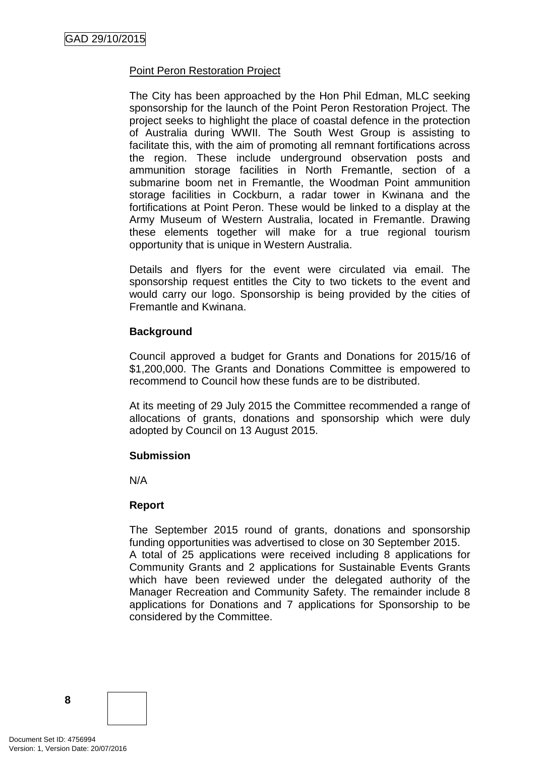Point Peron Restoration Project

The City has been approached by the Hon Phil Edman, MLC seeking sponsorship for the launch of the Point Peron Restoration Project. The project seeks to highlight the place of coastal defence in the protection of Australia during WWII. The South West Group is assisting to facilitate this, with the aim of promoting all remnant fortifications across the region. These include underground observation posts and ammunition storage facilities in North Fremantle, section of a submarine boom net in Fremantle, the Woodman Point ammunition storage facilities in Cockburn, a radar tower in Kwinana and the fortifications at Point Peron. These would be linked to a display at the Army Museum of Western Australia, located in Fremantle. Drawing these elements together will make for a true regional tourism opportunity that is unique in Western Australia.

Details and flyers for the event were circulated via email. The sponsorship request entitles the City to two tickets to the event and would carry our logo. Sponsorship is being provided by the cities of Fremantle and Kwinana.

**Background**

Council approved a budget for Grants and Donations for 2015/16 of $1,200,000. The Grants and Donations Committee is empowered to recommend to Council how these funds are to be distributed.

At its meeting of 29 July 2015 the Committee recommended a range of allocations of grants, donations and sponsorship which were duly adopted by Council on 13 August 2015.

**Submission**

N/A

**Report**

The September 2015 round of grants, donations and sponsorship funding opportunities was advertised to close on 30 September 2015. A total of 25 applications were received including 8 applications for Community Grants and 2 applications for Sustainable Events Grants which have been reviewed under the delegated authority of the Manager Recreation and Community Safety. The remainder include 8 applications for Donations and 7 applications for Sponsorship to be considered by the Committee.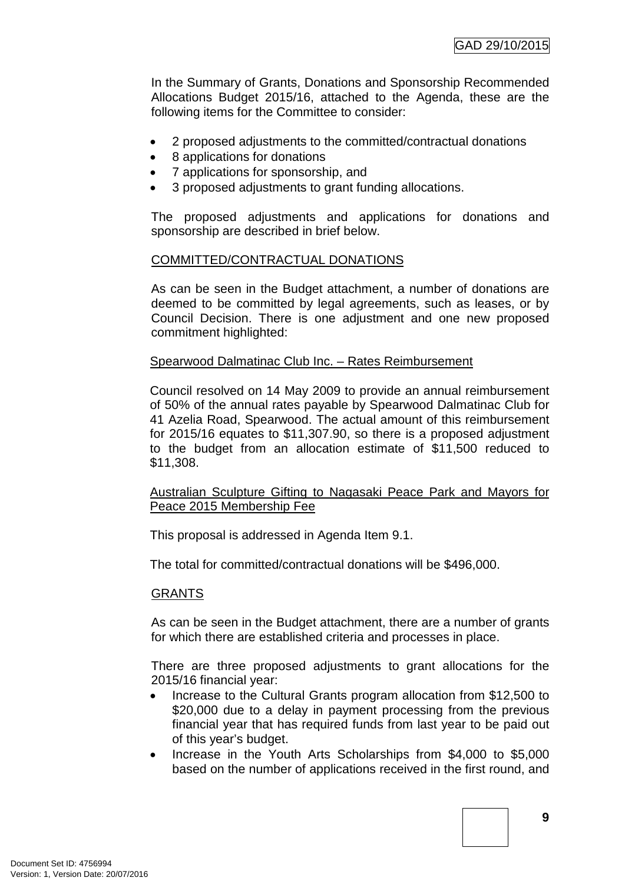In the Summary of Grants, Donations and Sponsorship Recommended Allocations Budget 2015/16, attached to the Agenda, these are the following items for the Committee to consider:

- 2 proposed adjustments to the committed/contractual donations
- 8 applications for donations
- 7 applications for sponsorship, and
- 3 proposed adjustments to grant funding allocations.

The proposed adjustments and applications for donations and sponsorship are described in brief below.

COMMITTED/CONTRACTUAL DONATIONS

As can be seen in the Budget attachment, a number of donations are deemed to be committed by legal agreements, such as leases, or by Council Decision. There is one adjustment and one new proposed commitment highlighted:

Spearwood Dalmatinac Club Inc. – Rates Reimbursement

Council resolved on 14 May 2009 to provide an annual reimbursement of 50% of the annual rates payable by Spearwood Dalmatinac Club for 41 Azelia Road, Spearwood. The actual amount of this reimbursement for 2015/16 equates to $11,307.90, so there is a proposed adjustment to the budget from an allocation estimate of $11,500 reduced to $11,308.

Australian Sculpture Gifting to Nagasaki Peace Park and Mayors for Peace 2015 Membership Fee

This proposal is addressed in Agenda Item 9.1.

The total for committed/contractual donations will be $496,000.

GRANTS

As can be seen in the Budget attachment, there are a number of grants for which there are established criteria and processes in place.

There are three proposed adjustments to grant allocations for the 2015/16 financial year:

- Increase to the Cultural Grants program allocation from $12,500 to $20,000 due to a delay in payment processing from the previous financial year that has required funds from last year to be paid out of this year's budget.
- Increase in the Youth Arts Scholarships from $4,000 to $5,000 based on the number of applications received in the first round, and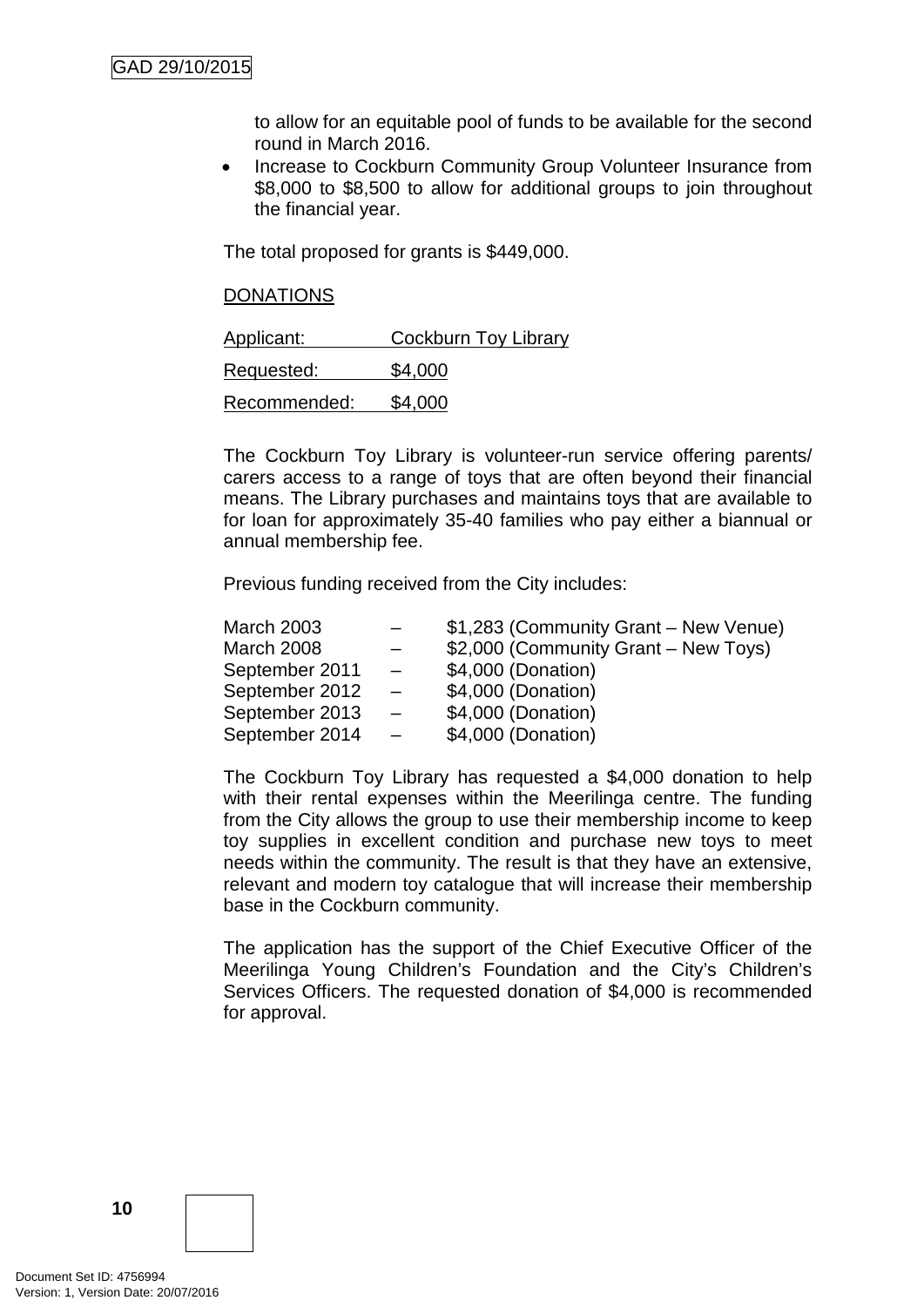to allow for an equitable pool of funds to be available for the second round in March 2016.

- Increase to Cockburn Community Group Volunteer Insurance from $8,000 to $8,500 to allow for additional groups to join throughout the financial year.

The total proposed for grants is $449,000.

DONATIONS

| Applicant: | Cockburn Toy Library |
|---|---|
| Requested: | $4,000 |
| Recommended: | $4,000 |

The Cockburn Toy Library is volunteer-run service offering parents/ carers access to a range of toys that are often beyond their financial means. The Library purchases and maintains toys that are available to for loan for approximately 35-40 families who pay either a biannual or annual membership fee.

Previous funding received from the City includes:

| | | |
|---|---|---|
| March 2003 | – | $1,283 (Community Grant – New Venue) |
| March 2008 | – | $2,000 (Community Grant – New Toys) |
| September 2011 | – | $4,000 (Donation) |
| September 2012 | – | $4,000 (Donation) |
| September 2013 | – | $4,000 (Donation) |
| September 2014 | – | $4,000 (Donation) |

The Cockburn Toy Library has requested a $4,000 donation to help with their rental expenses within the Meerilinga centre. The funding from the City allows the group to use their membership income to keep toy supplies in excellent condition and purchase new toys to meet needs within the community. The result is that they have an extensive, relevant and modern toy catalogue that will increase their membership base in the Cockburn community.

The application has the support of the Chief Executive Officer of the Meerilinga Young Children's Foundation and the City's Children's Services Officers. The requested donation of $4,000 is recommended for approval.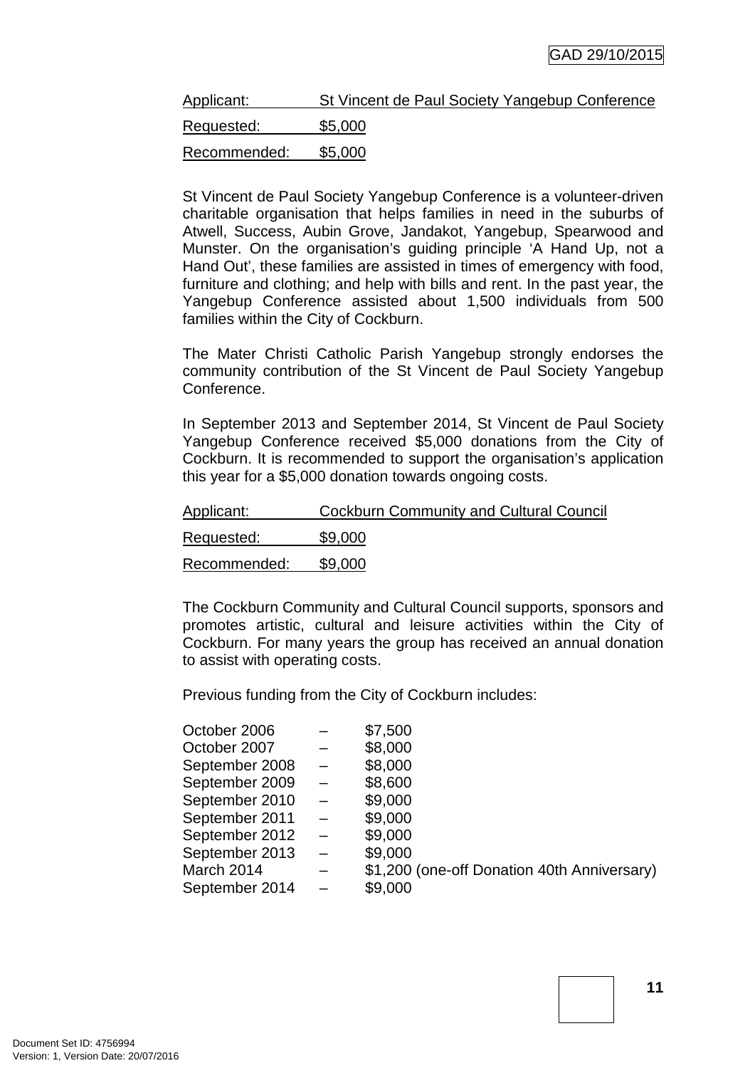Applicant: St Vincent de Paul Society Yangebup Conference

Requested: $5,000

Recommended: $5,000

St Vincent de Paul Society Yangebup Conference is a volunteer-driven charitable organisation that helps families in need in the suburbs of Atwell, Success, Aubin Grove, Jandakot, Yangebup, Spearwood and Munster. On the organisation's guiding principle 'A Hand Up, not a Hand Out', these families are assisted in times of emergency with food, furniture and clothing; and help with bills and rent. In the past year, the Yangebup Conference assisted about 1,500 individuals from 500 families within the City of Cockburn.

The Mater Christi Catholic Parish Yangebup strongly endorses the community contribution of the St Vincent de Paul Society Yangebup Conference.

In September 2013 and September 2014, St Vincent de Paul Society Yangebup Conference received $5,000 donations from the City of Cockburn. It is recommended to support the organisation's application this year for a $5,000 donation towards ongoing costs.

Applicant: Cockburn Community and Cultural Council

Requested: $9,000

Recommended: $9,000

The Cockburn Community and Cultural Council supports, sponsors and promotes artistic, cultural and leisure activities within the City of Cockburn. For many years the group has received an annual donation to assist with operating costs.

Previous funding from the City of Cockburn includes:

October 2006 – $7,500
October 2007 – $8,000
September 2008 – $8,000
September 2009 – $8,600
September 2010 – $9,000
September 2011 – $9,000
September 2012 – $9,000
September 2013 – $9,000
March 2014 – $1,200 (one-off Donation 40th Anniversary)
September 2014 – $9,000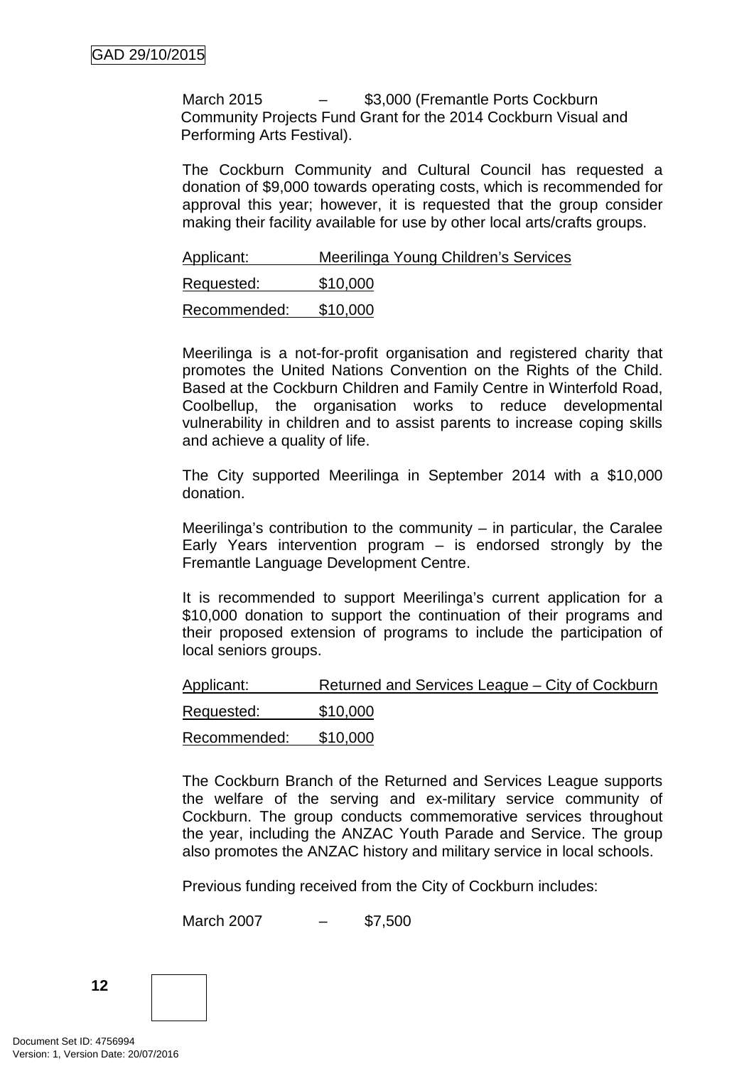March 2015 – $3,000 (Fremantle Ports Cockburn Community Projects Fund Grant for the 2014 Cockburn Visual and Performing Arts Festival).

The Cockburn Community and Cultural Council has requested a donation of $9,000 towards operating costs, which is recommended for approval this year; however, it is requested that the group consider making their facility available for use by other local arts/crafts groups.

Applicant: Meerilinga Young Children's Services

Requested: $10,000

Recommended: $10,000

Meerilinga is a not-for-profit organisation and registered charity that promotes the United Nations Convention on the Rights of the Child. Based at the Cockburn Children and Family Centre in Winterfold Road, Coolbellup, the organisation works to reduce developmental vulnerability in children and to assist parents to increase coping skills and achieve a quality of life.

The City supported Meerilinga in September 2014 with a $10,000 donation.

Meerilinga's contribution to the community – in particular, the Caralee Early Years intervention program – is endorsed strongly by the Fremantle Language Development Centre.

It is recommended to support Meerilinga's current application for a $10,000 donation to support the continuation of their programs and their proposed extension of programs to include the participation of local seniors groups.

Applicant: Returned and Services League – City of Cockburn

Requested: $10,000

Recommended: $10,000

The Cockburn Branch of the Returned and Services League supports the welfare of the serving and ex-military service community of Cockburn. The group conducts commemorative services throughout the year, including the ANZAC Youth Parade and Service. The group also promotes the ANZAC history and military service in local schools.

Previous funding received from the City of Cockburn includes:

March 2007 – $7,500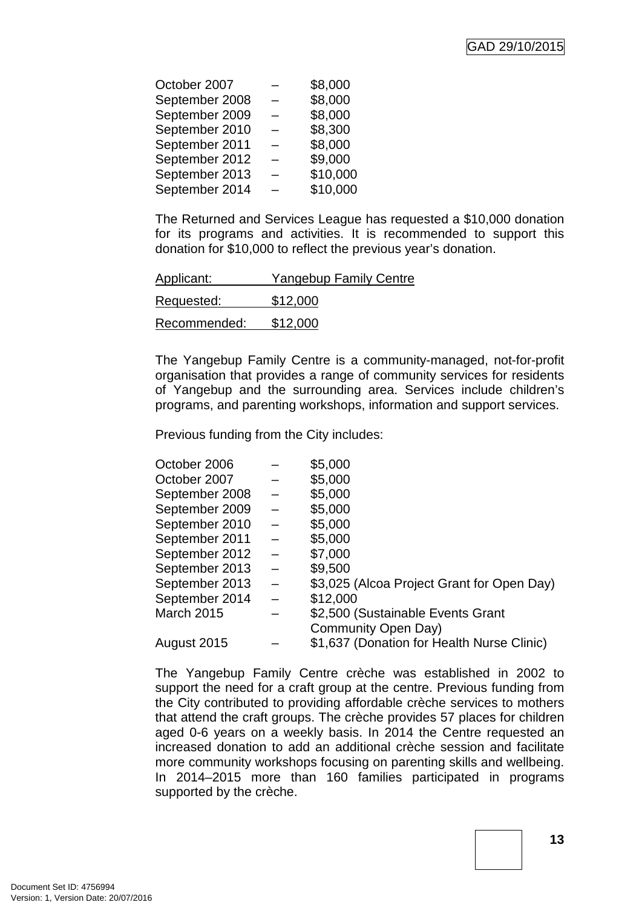| | | |
|---|---|---|
| October 2007 | – | $8,000 |
| September 2008 | – | $8,000 |
| September 2009 | – | $8,000 |
| September 2010 | – | $8,300 |
| September 2011 | – | $8,000 |
| September 2012 | – | $9,000 |
| September 2013 | – | $10,000 |
| September 2014 | – | $10,000 |

The Returned and Services League has requested a $10,000 donation for its programs and activities. It is recommended to support this donation for $10,000 to reflect the previous year's donation.

Applicant: Yangebup Family Centre

Requested: $12,000

Recommended: $12,000

The Yangebup Family Centre is a community-managed, not-for-profit organisation that provides a range of community services for residents of Yangebup and the surrounding area. Services include children's programs, and parenting workshops, information and support services.

Previous funding from the City includes:

| | | |
|---|---|---|
| October 2006 | – | $5,000 |
| October 2007 | – | $5,000 |
| September 2008 | – | $5,000 |
| September 2009 | – | $5,000 |
| September 2010 | – | $5,000 |
| September 2011 | – | $5,000 |
| September 2012 | – | $7,000 |
| September 2013 | – | $9,500 |
| September 2013 | – | $3,025 (Alcoa Project Grant for Open Day) |
| September 2014 | – | $12,000 |
| March 2015 | – | $2,500 (Sustainable Events Grant Community Open Day) |
| August 2015 | – | $1,637 (Donation for Health Nurse Clinic) |

The Yangebup Family Centre crèche was established in 2002 to support the need for a craft group at the centre. Previous funding from the City contributed to providing affordable crèche services to mothers that attend the craft groups. The crèche provides 57 places for children aged 0-6 years on a weekly basis. In 2014 the Centre requested an increased donation to add an additional crèche session and facilitate more community workshops focusing on parenting skills and wellbeing. In 2014–2015 more than 160 families participated in programs supported by the crèche.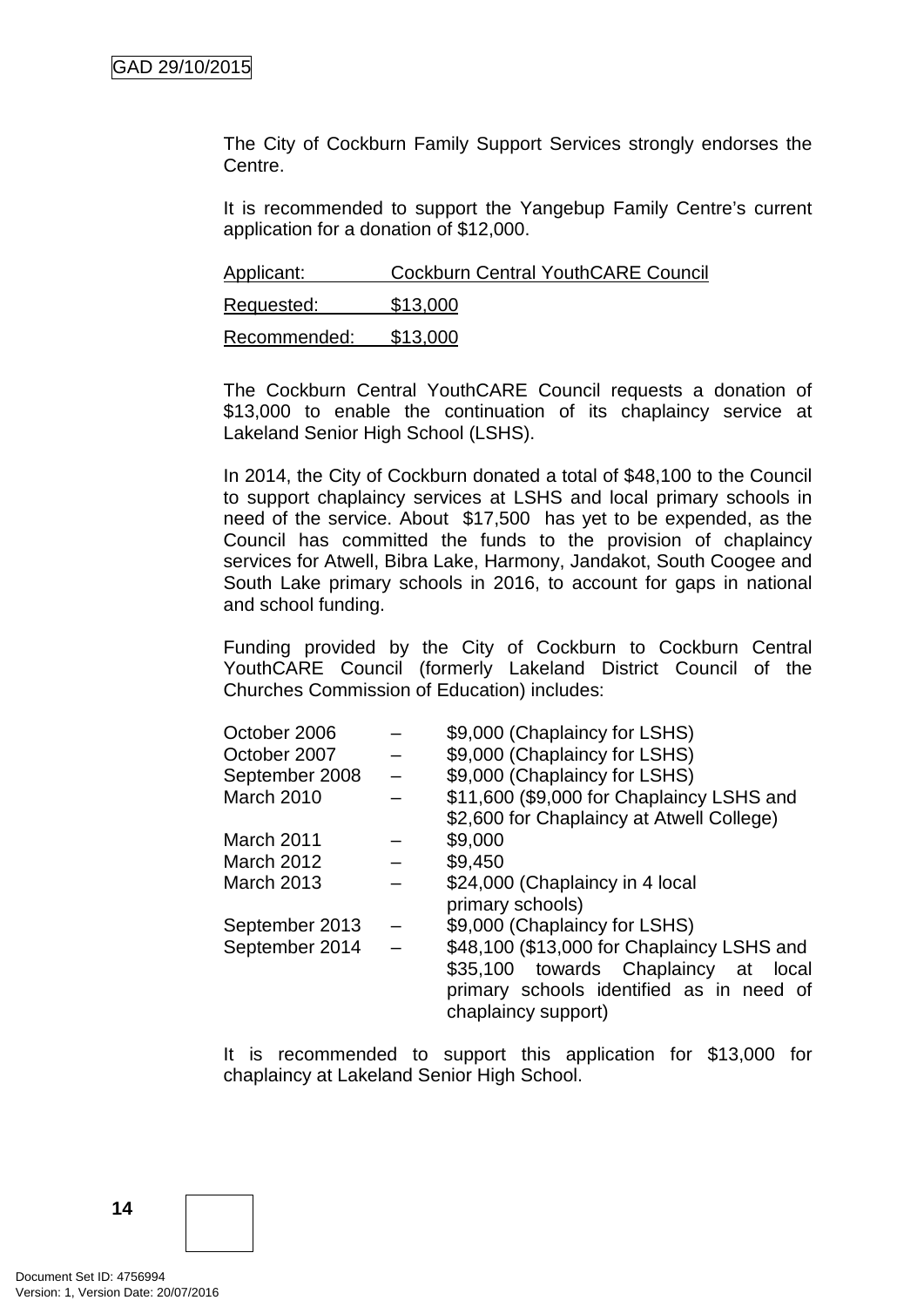The City of Cockburn Family Support Services strongly endorses the Centre.

It is recommended to support the Yangebup Family Centre's current application for a donation of $12,000.

<u>Applicant: Cockburn Central YouthCARE Council</u>

<u>Requested: $13,000</u>

<u>Recommended: $13,000</u>

The Cockburn Central YouthCARE Council requests a donation of $13,000 to enable the continuation of its chaplaincy service at Lakeland Senior High School (LSHS).

In 2014, the City of Cockburn donated a total of $48,100 to the Council to support chaplaincy services at LSHS and local primary schools in need of the service. About $17,500 has yet to be expended, as the Council has committed the funds to the provision of chaplaincy services for Atwell, Bibra Lake, Harmony, Jandakot, South Coogee and South Lake primary schools in 2016, to account for gaps in national and school funding.

Funding provided by the City of Cockburn to Cockburn Central YouthCARE Council (formerly Lakeland District Council of the Churches Commission of Education) includes:

| | | |
|---|---|---|
| October 2006 | – | $9,000 (Chaplaincy for LSHS) |
| October 2007 | – | $9,000 (Chaplaincy for LSHS) |
| September 2008 | – | $9,000 (Chaplaincy for LSHS) |
| March 2010 | – | $11,600 ($9,000 for Chaplaincy LSHS and $2,600 for Chaplaincy at Atwell College) |
| March 2011 | – | $9,000 |
| March 2012 | – | $9,450 |
| March 2013 | – | $24,000 (Chaplaincy in 4 local primary schools) |
| September 2013 | – | $9,000 (Chaplaincy for LSHS) |
| September 2014 | – | $48,100 ($13,000 for Chaplaincy LSHS and $35,100 towards Chaplaincy at local primary schools identified as in need of chaplaincy support) |

It is recommended to support this application for $13,000 for chaplaincy at Lakeland Senior High School.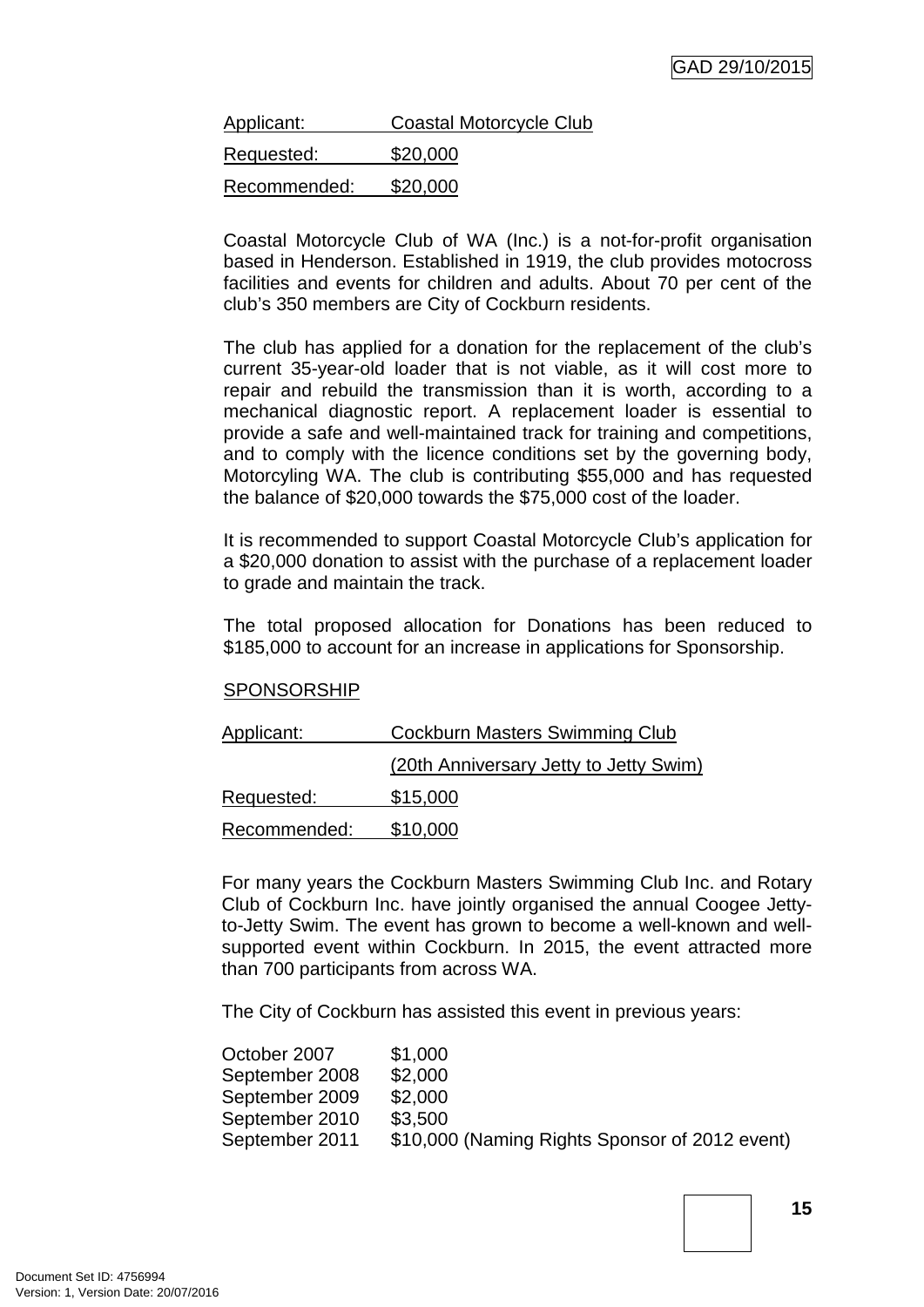Applicant: Coastal Motorcycle Club

Requested: $20,000

Recommended: $20,000

Coastal Motorcycle Club of WA (Inc.) is a not-for-profit organisation based in Henderson. Established in 1919, the club provides motocross facilities and events for children and adults. About 70 per cent of the club's 350 members are City of Cockburn residents.

The club has applied for a donation for the replacement of the club's current 35-year-old loader that is not viable, as it will cost more to repair and rebuild the transmission than it is worth, according to a mechanical diagnostic report. A replacement loader is essential to provide a safe and well-maintained track for training and competitions, and to comply with the licence conditions set by the governing body, Motorcyling WA. The club is contributing $55,000 and has requested the balance of $20,000 towards the $75,000 cost of the loader.

It is recommended to support Coastal Motorcycle Club's application for a $20,000 donation to assist with the purchase of a replacement loader to grade and maintain the track.

The total proposed allocation for Donations has been reduced to $185,000 to account for an increase in applications for Sponsorship.

SPONSORSHIP

Applicant: Cockburn Masters Swimming Club (20th Anniversary Jetty to Jetty Swim)

Requested: $15,000

Recommended: $10,000

For many years the Cockburn Masters Swimming Club Inc. and Rotary Club of Cockburn Inc. have jointly organised the annual Coogee Jetty-to-Jetty Swim. The event has grown to become a well-known and well-supported event within Cockburn. In 2015, the event attracted more than 700 participants from across WA.

The City of Cockburn has assisted this event in previous years:

| | |
|---|---|
| October 2007 | $1,000 |
| September 2008 | $2,000 |
| September 2009 | $2,000 |
| September 2010 | $3,500 |
| September 2011 | $10,000 (Naming Rights Sponsor of 2012 event) |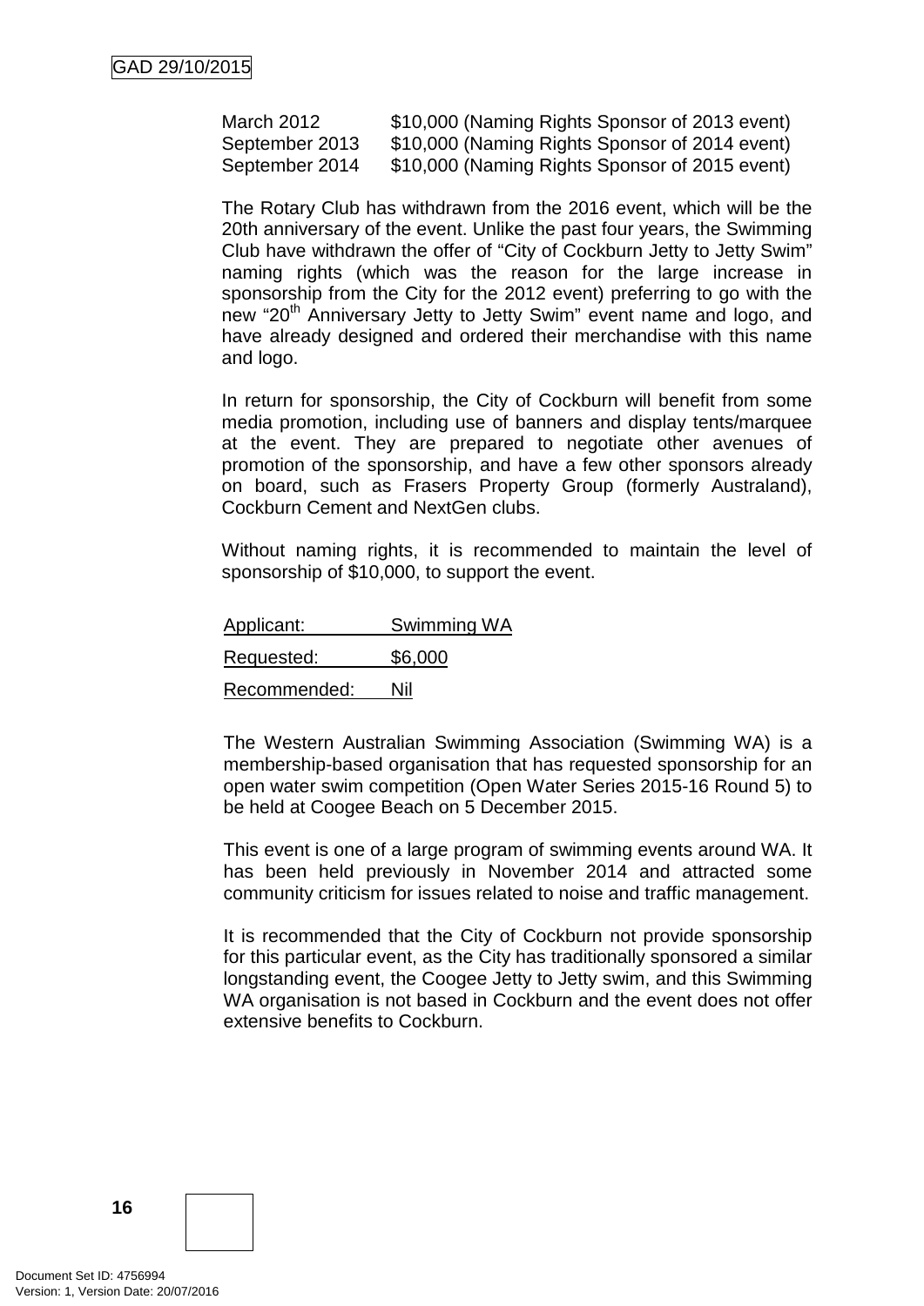| | |
|---|---|
| March 2012 | $10,000 (Naming Rights Sponsor of 2013 event) |
| September 2013 | $10,000 (Naming Rights Sponsor of 2014 event) |
| September 2014 | $10,000 (Naming Rights Sponsor of 2015 event) |

The Rotary Club has withdrawn from the 2016 event, which will be the 20th anniversary of the event. Unlike the past four years, the Swimming Club have withdrawn the offer of "City of Cockburn Jetty to Jetty Swim" naming rights (which was the reason for the large increase in sponsorship from the City for the 2012 event) preferring to go with the new "20th Anniversary Jetty to Jetty Swim" event name and logo, and have already designed and ordered their merchandise with this name and logo.

In return for sponsorship, the City of Cockburn will benefit from some media promotion, including use of banners and display tents/marquee at the event. They are prepared to negotiate other avenues of promotion of the sponsorship, and have a few other sponsors already on board, such as Frasers Property Group (formerly Australand), Cockburn Cement and NextGen clubs.

Without naming rights, it is recommended to maintain the level of sponsorship of $10,000, to support the event.

<u>Applicant: Swimming WA</u>

<u>Requested: $6,000</u>

<u>Recommended: Nil</u>

The Western Australian Swimming Association (Swimming WA) is a membership-based organisation that has requested sponsorship for an open water swim competition (Open Water Series 2015-16 Round 5) to be held at Coogee Beach on 5 December 2015.

This event is one of a large program of swimming events around WA. It has been held previously in November 2014 and attracted some community criticism for issues related to noise and traffic management.

It is recommended that the City of Cockburn not provide sponsorship for this particular event, as the City has traditionally sponsored a similar longstanding event, the Coogee Jetty to Jetty swim, and this Swimming WA organisation is not based in Cockburn and the event does not offer extensive benefits to Cockburn.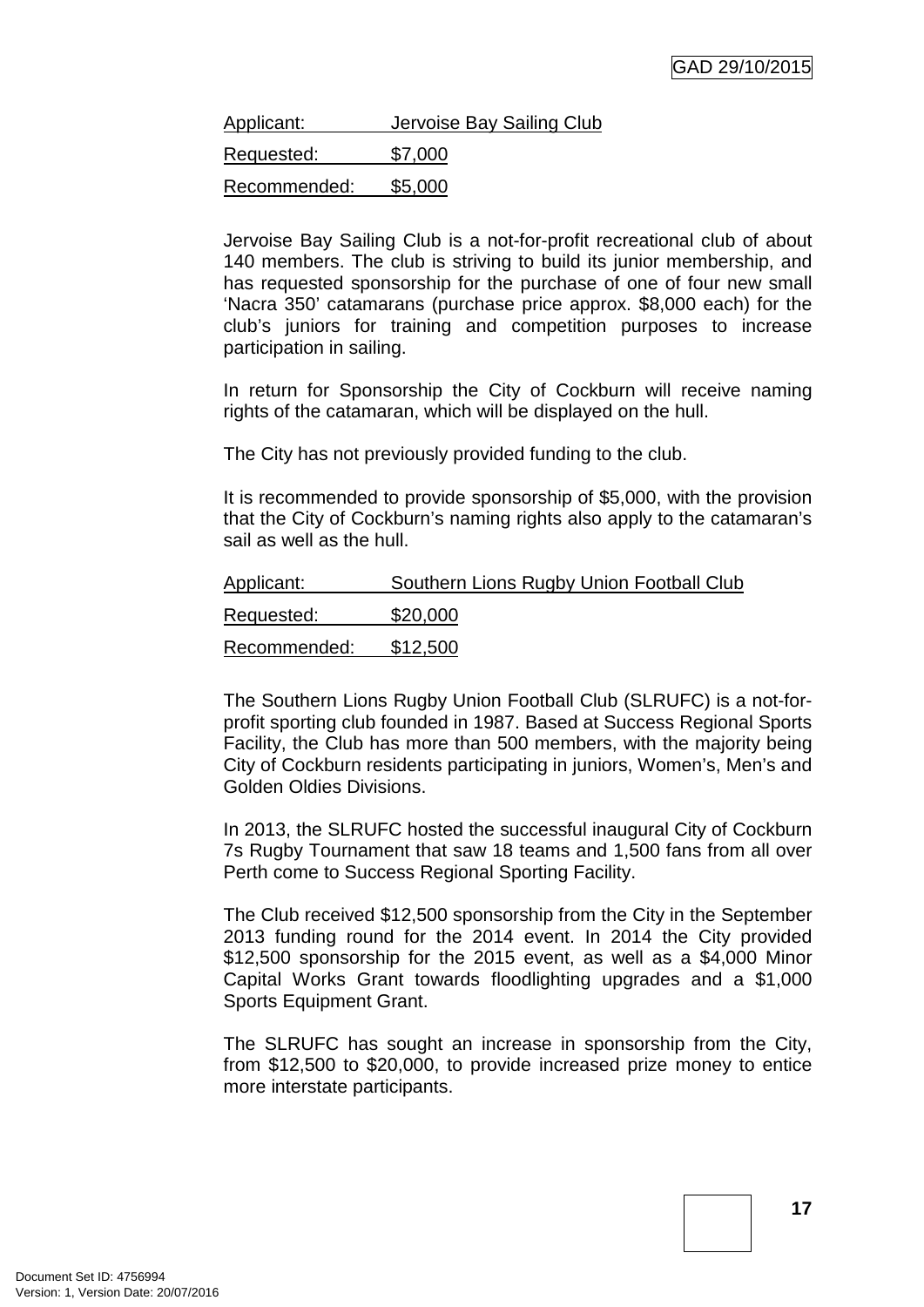Applicant: Jervoise Bay Sailing Club

Requested: $7,000

Recommended: $5,000

Jervoise Bay Sailing Club is a not-for-profit recreational club of about 140 members. The club is striving to build its junior membership, and has requested sponsorship for the purchase of one of four new small 'Nacra 350' catamarans (purchase price approx. $8,000 each) for the club's juniors for training and competition purposes to increase participation in sailing.

In return for Sponsorship the City of Cockburn will receive naming rights of the catamaran, which will be displayed on the hull.

The City has not previously provided funding to the club.

It is recommended to provide sponsorship of $5,000, with the provision that the City of Cockburn's naming rights also apply to the catamaran's sail as well as the hull.

Applicant: Southern Lions Rugby Union Football Club

Requested: $20,000

Recommended: $12,500

The Southern Lions Rugby Union Football Club (SLRUFC) is a not-for-profit sporting club founded in 1987. Based at Success Regional Sports Facility, the Club has more than 500 members, with the majority being City of Cockburn residents participating in juniors, Women's, Men's and Golden Oldies Divisions.

In 2013, the SLRUFC hosted the successful inaugural City of Cockburn 7s Rugby Tournament that saw 18 teams and 1,500 fans from all over Perth come to Success Regional Sporting Facility.

The Club received $12,500 sponsorship from the City in the September 2013 funding round for the 2014 event. In 2014 the City provided $12,500 sponsorship for the 2015 event, as well as a $4,000 Minor Capital Works Grant towards floodlighting upgrades and a $1,000 Sports Equipment Grant.

The SLRUFC has sought an increase in sponsorship from the City, from $12,500 to $20,000, to provide increased prize money to entice more interstate participants.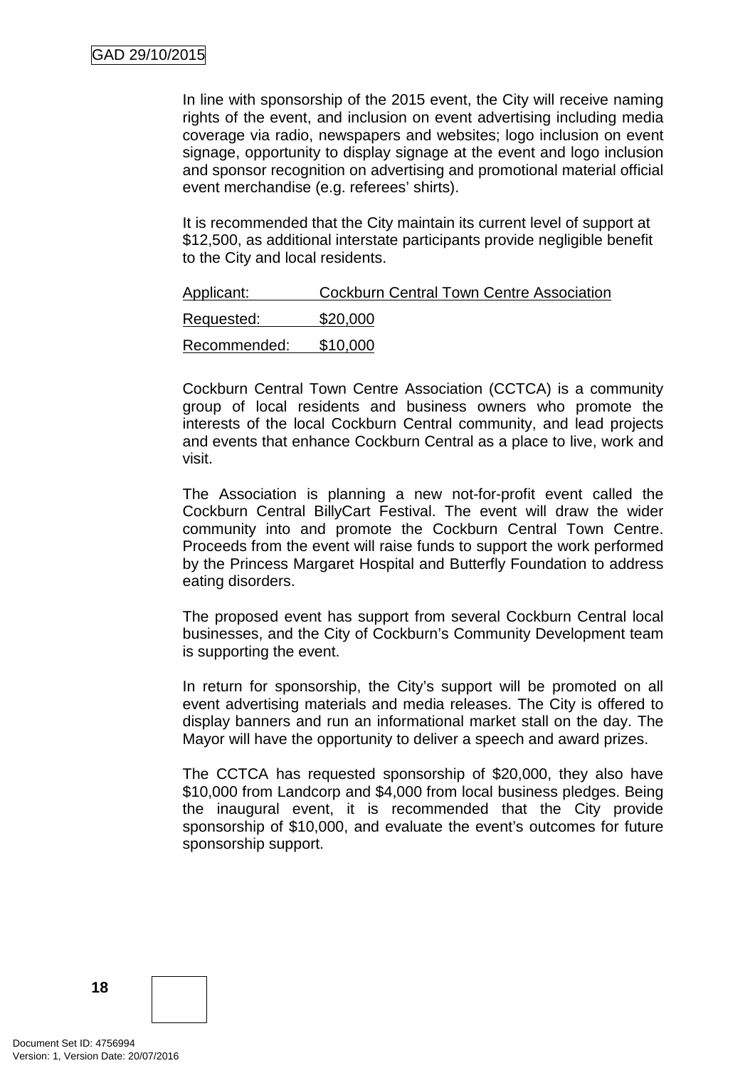In line with sponsorship of the 2015 event, the City will receive naming rights of the event, and inclusion on event advertising including media coverage via radio, newspapers and websites; logo inclusion on event signage, opportunity to display signage at the event and logo inclusion and sponsor recognition on advertising and promotional material official event merchandise (e.g. referees' shirts).

It is recommended that the City maintain its current level of support at \$12,500, as additional interstate participants provide negligible benefit to the City and local residents.

<u>Applicant:</u> <u>Cockburn Central Town Centre Association</u>

<u>Requested:</u> <u>\$20,000</u>

<u>Recommended:</u> <u>\$10,000</u>

Cockburn Central Town Centre Association (CCTCA) is a community group of local residents and business owners who promote the interests of the local Cockburn Central community, and lead projects and events that enhance Cockburn Central as a place to live, work and visit.

The Association is planning a new not-for-profit event called the Cockburn Central BillyCart Festival. The event will draw the wider community into and promote the Cockburn Central Town Centre. Proceeds from the event will raise funds to support the work performed by the Princess Margaret Hospital and Butterfly Foundation to address eating disorders.

The proposed event has support from several Cockburn Central local businesses, and the City of Cockburn's Community Development team is supporting the event.

In return for sponsorship, the City's support will be promoted on all event advertising materials and media releases. The City is offered to display banners and run an informational market stall on the day. The Mayor will have the opportunity to deliver a speech and award prizes.

The CCTCA has requested sponsorship of \$20,000, they also have \$10,000 from Landcorp and \$4,000 from local business pledges. Being the inaugural event, it is recommended that the City provide sponsorship of \$10,000, and evaluate the event's outcomes for future sponsorship support.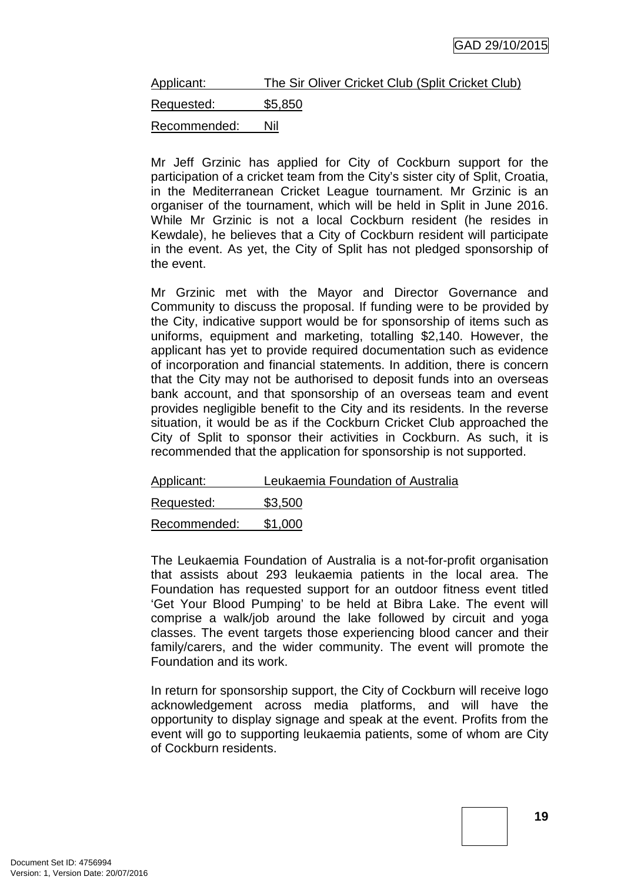Applicant: The Sir Oliver Cricket Club (Split Cricket Club)

Requested: $5,850

Recommended: Nil

Mr Jeff Grzinic has applied for City of Cockburn support for the participation of a cricket team from the City's sister city of Split, Croatia, in the Mediterranean Cricket League tournament. Mr Grzinic is an organiser of the tournament, which will be held in Split in June 2016. While Mr Grzinic is not a local Cockburn resident (he resides in Kewdale), he believes that a City of Cockburn resident will participate in the event. As yet, the City of Split has not pledged sponsorship of the event.

Mr Grzinic met with the Mayor and Director Governance and Community to discuss the proposal. If funding were to be provided by the City, indicative support would be for sponsorship of items such as uniforms, equipment and marketing, totalling $2,140. However, the applicant has yet to provide required documentation such as evidence of incorporation and financial statements. In addition, there is concern that the City may not be authorised to deposit funds into an overseas bank account, and that sponsorship of an overseas team and event provides negligible benefit to the City and its residents. In the reverse situation, it would be as if the Cockburn Cricket Club approached the City of Split to sponsor their activities in Cockburn. As such, it is recommended that the application for sponsorship is not supported.

Applicant: Leukaemia Foundation of Australia

Requested: $3,500

Recommended: $1,000

The Leukaemia Foundation of Australia is a not-for-profit organisation that assists about 293 leukaemia patients in the local area. The Foundation has requested support for an outdoor fitness event titled 'Get Your Blood Pumping' to be held at Bibra Lake. The event will comprise a walk/job around the lake followed by circuit and yoga classes. The event targets those experiencing blood cancer and their family/carers, and the wider community. The event will promote the Foundation and its work.

In return for sponsorship support, the City of Cockburn will receive logo acknowledgement across media platforms, and will have the opportunity to display signage and speak at the event. Profits from the event will go to supporting leukaemia patients, some of whom are City of Cockburn residents.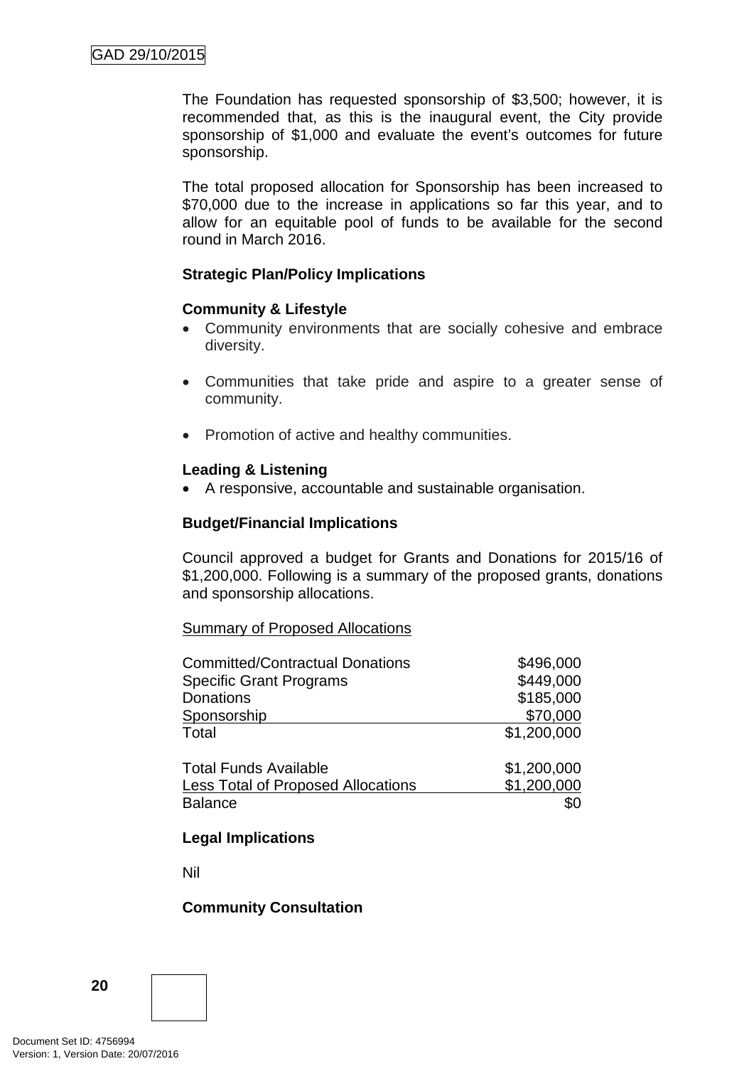The Foundation has requested sponsorship of $3,500; however, it is recommended that, as this is the inaugural event, the City provide sponsorship of $1,000 and evaluate the event's outcomes for future sponsorship.

The total proposed allocation for Sponsorship has been increased to $70,000 due to the increase in applications so far this year, and to allow for an equitable pool of funds to be available for the second round in March 2016.

**Strategic Plan/Policy Implications**

**Community & Lifestyle**

- Community environments that are socially cohesive and embrace diversity.
- Communities that take pride and aspire to a greater sense of community.
- Promotion of active and healthy communities.

**Leading & Listening**

- A responsive, accountable and sustainable organisation.

**Budget/Financial Implications**

Council approved a budget for Grants and Donations for 2015/16 of $1,200,000. Following is a summary of the proposed grants, donations and sponsorship allocations.

Summary of Proposed Allocations

| | |
|---|---:|
| Committed/Contractual Donations | $496,000 |
| Specific Grant Programs | $449,000 |
| Donations | $185,000 |
| Sponsorship | $70,000 |
| Total | $1,200,000 |
| | |
| Total Funds Available | $1,200,000 |
| Less Total of Proposed Allocations | $1,200,000 |
| Balance | $0 |

**Legal Implications**

Nil

**Community Consultation**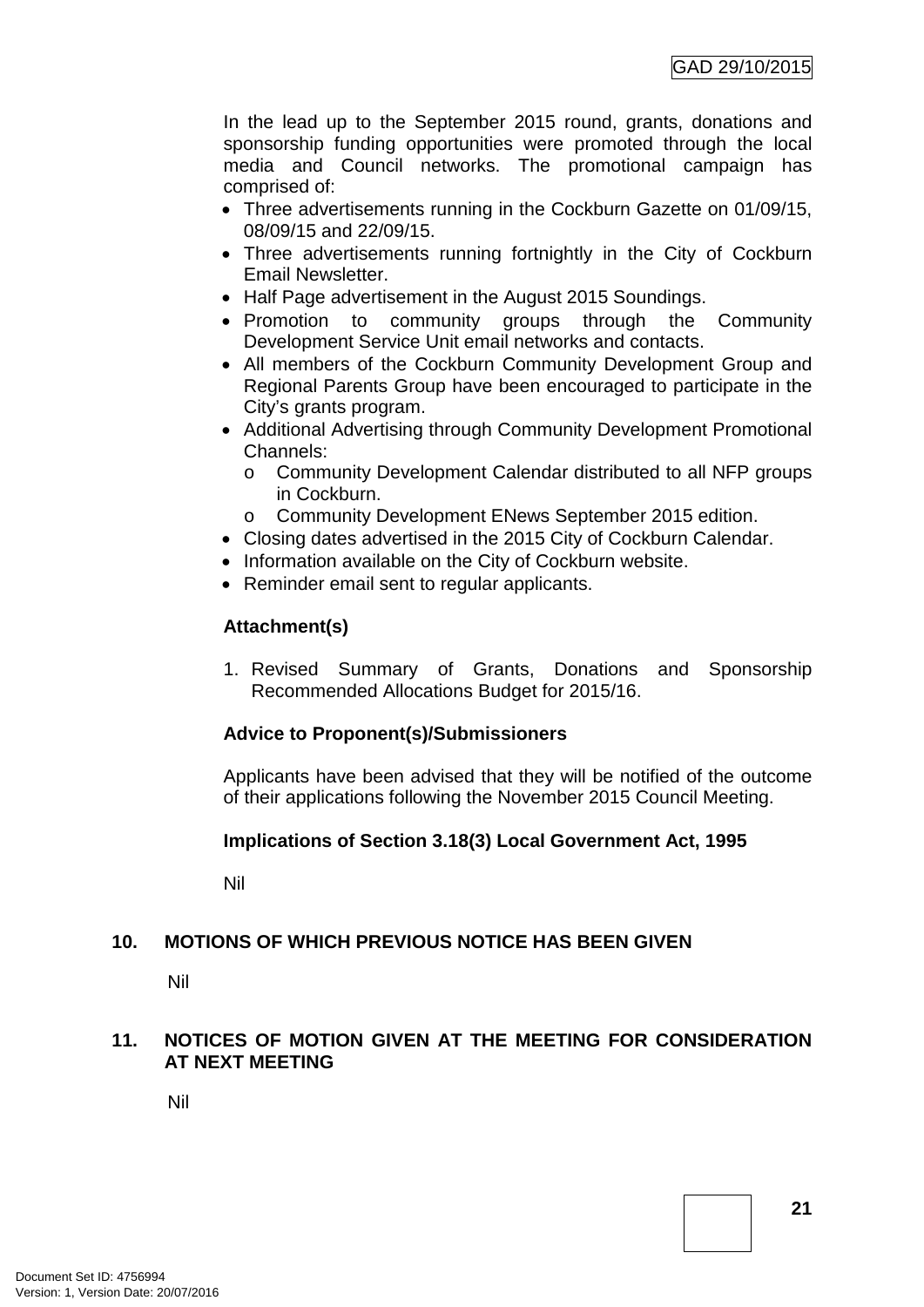In the lead up to the September 2015 round, grants, donations and sponsorship funding opportunities were promoted through the local media and Council networks. The promotional campaign has comprised of:

- Three advertisements running in the Cockburn Gazette on 01/09/15, 08/09/15 and 22/09/15.
- Three advertisements running fortnightly in the City of Cockburn Email Newsletter.
- Half Page advertisement in the August 2015 Soundings.
- Promotion to community groups through the Community Development Service Unit email networks and contacts.
- All members of the Cockburn Community Development Group and Regional Parents Group have been encouraged to participate in the City's grants program.
- Additional Advertising through Community Development Promotional Channels:
  - Community Development Calendar distributed to all NFP groups in Cockburn.
  - Community Development ENews September 2015 edition.
- Closing dates advertised in the 2015 City of Cockburn Calendar.
- Information available on the City of Cockburn website.
- Reminder email sent to regular applicants.

**Attachment(s)**

1. Revised Summary of Grants, Donations and Sponsorship Recommended Allocations Budget for 2015/16.

**Advice to Proponent(s)/Submissioners**

Applicants have been advised that they will be notified of the outcome of their applications following the November 2015 Council Meeting.

**Implications of Section 3.18(3) Local Government Act, 1995**

Nil

## 10. MOTIONS OF WHICH PREVIOUS NOTICE HAS BEEN GIVEN

Nil

## 11. NOTICES OF MOTION GIVEN AT THE MEETING FOR CONSIDERATION AT NEXT MEETING

Nil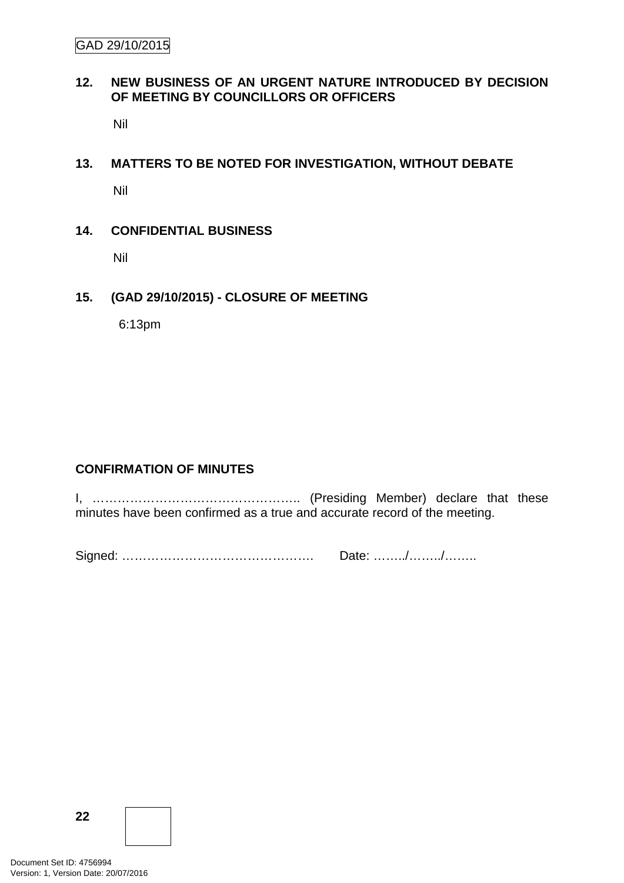## 12. NEW BUSINESS OF AN URGENT NATURE INTRODUCED BY DECISION OF MEETING BY COUNCILLORS OR OFFICERS

Nil

## 13. MATTERS TO BE NOTED FOR INVESTIGATION, WITHOUT DEBATE

Nil

## 14. CONFIDENTIAL BUSINESS

Nil

## 15. (GAD 29/10/2015) - CLOSURE OF MEETING

6:13pm

**CONFIRMATION OF MINUTES**

I, ………………………………………….. (Presiding Member) declare that these minutes have been confirmed as a true and accurate record of the meeting.

Signed: ……………………………………….       Date: ……../……../……..